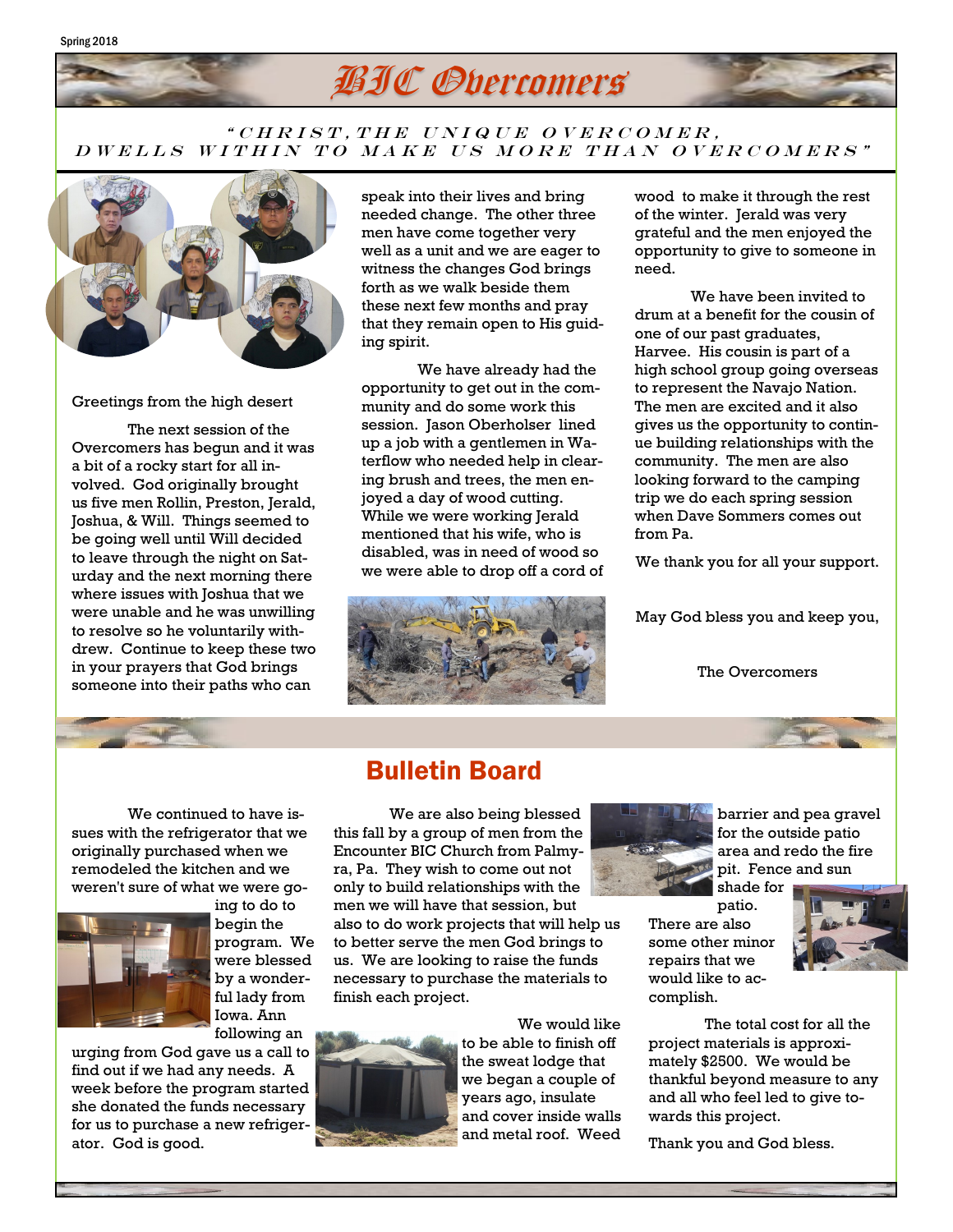Spring 2018

# BIC Overcomers

*"CHRIST, THE UNIQUE OVERCOMER, DWELLS WITHIN TO MAKE US MORE THAN OVERCOMERS"*

Greetings from the high desert

The next session of the Overcomers has begun and it was a bit of a rocky start for all involved. God originally brought us five men Rollin, Preston, Jerald, Joshua, & Will. Things seemed to be going well until Will decided to leave through the night on Saturday and the next morning there where issues with Joshua that we were unable and he was unwilling to resolve so he voluntarily withdrew. Continue to keep these two in your prayers that God brings someone into their paths who can speak into their lives and bring needed change. The other three men have come together very well as a unit and we are eager to witness the changes God brings forth as we walk beside them these next few months and pray that they remain open to His guiding spirit.

We have already had the opportunity to get out in the community and do some work this session. Jason Oberholser lined up a job with a gentlemen in Waterflow who needed help in clearing brush and trees, the men enjoyed a day of wood cutting. While we were working Jerald mentioned that his wife, who is disabled, was in need of wood so we were able to drop off a cord of wood to make it through the rest of the winter. Jerald was very grateful and the men enjoyed the opportunity to give to someone in need.

We have been invited to drum at a benefit for the cousin of one of our past graduates, Harvee. His cousin is part of a high school group going overseas to represent the Navajo Nation. The men are excited and it also gives us the opportunity to continue building relationships with the community. The men are also looking forward to the camping trip we do each spring session when Dave Sommers comes out from Pa.

We thank you for all your support.

May God bless you and keep you,

The Overcomers

## Bulletin Board

We continued to have issues with the refrigerator that we originally purchased when we remodeled the kitchen and we weren't sure of what we were going to do to begin the program. We were blessed by a wonderful lady from Iowa. Ann following an urging from God gave us a call to find out if we had any needs. A week before the program started she donated the funds necessary for us to purchase a new refrigerator. God is good.

We are also being blessed this fall by a group of men from the Encounter BIC Church from Palmyra, Pa. They wish to come out not only to build relationships with the men we will have that session, but also to do work projects that will help us to better serve the men God brings to us. We are looking to raise the funds necessary to purchase the materials to finish each project.

We would like to be able to finish off the sweat lodge that we began a couple of years ago, insulate and cover inside walls and metal roof. Weed barrier and pea gravel for the outside patio area and redo the fire pit. Fence and sun shade for patio. There are also some other minor repairs that we would like to accomplish.

The total cost for all the project materials is approximately $2500. We would be thankful beyond measure to any and all who feel led to give towards this project.

Thank you and God bless.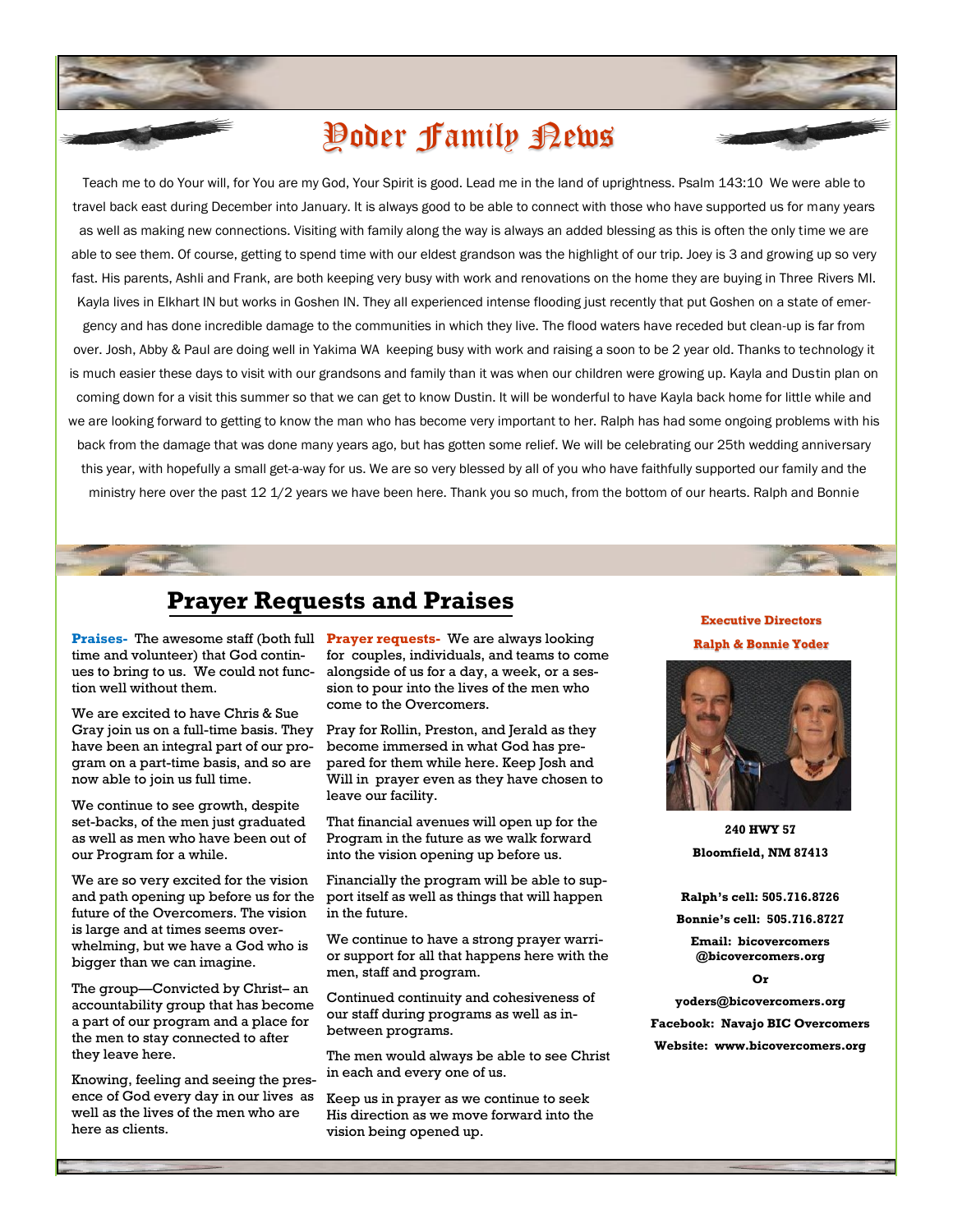# Yoder Family News

Teach me to do Your will, for You are my God, Your Spirit is good. Lead me in the land of uprightness. Psalm 143:10 We were able to travel back east during December into January. It is always good to be able to connect with those who have supported us for many years as well as making new connections. Visiting with family along the way is always an added blessing as this is often the only time we are able to see them. Of course, getting to spend time with our eldest grandson was the highlight of our trip. Joey is 3 and growing up so very fast. His parents, Ashli and Frank, are both keeping very busy with work and renovations on the home they are buying in Three Rivers MI. Kayla lives in Elkhart IN but works in Goshen IN. They all experienced intense flooding just recently that put Goshen on a state of emergency and has done incredible damage to the communities in which they live. The flood waters have receded but clean-up is far from over. Josh, Abby & Paul are doing well in Yakima WA keeping busy with work and raising a soon to be 2 year old. Thanks to technology it is much easier these days to visit with our grandsons and family than it was when our children were growing up. Kayla and Dustin plan on coming down for a visit this summer so that we can get to know Dustin. It will be wonderful to have Kayla back home for little while and we are looking forward to getting to know the man who has become very important to her. Ralph has had some ongoing problems with his back from the damage that was done many years ago, but has gotten some relief. We will be celebrating our 25th wedding anniversary this year, with hopefully a small get-a-way for us. We are so very blessed by all of you who have faithfully supported our family and the ministry here over the past 12 1/2 years we have been here. Thank you so much, from the bottom of our hearts. Ralph and Bonnie

## Prayer Requests and Praises

**Praises-** The awesome staff (both full time and volunteer) that God continues to bring to us. We could not function well without them.

We are excited to have Chris & Sue Gray join us on a full-time basis. They have been an integral part of our program on a part-time basis, and so are now able to join us full time.

We continue to see growth, despite set-backs, of the men just graduated as well as men who have been out of our Program for a while.

We are so very excited for the vision and path opening up before us for the future of the Overcomers. The vision is large and at times seems overwhelming, but we have a God who is bigger than we can imagine.

The group—Convicted by Christ– an accountability group that has become a part of our program and a place for the men to stay connected to after they leave here.

Knowing, feeling and seeing the presence of God every day in our lives as well as the lives of the men who are here as clients.

**Prayer requests-** We are always looking for couples, individuals, and teams to come alongside of us for a day, a week, or a session to pour into the lives of the men who come to the Overcomers.

Pray for Rollin, Preston, and Jerald as they become immersed in what God has prepared for them while here. Keep Josh and Will in prayer even as they have chosen to leave our facility.

That financial avenues will open up for the Program in the future as we walk forward into the vision opening up before us.

Financially the program will be able to support itself as well as things that will happen in the future.

We continue to have a strong prayer warrior support for all that happens here with the men, staff and program.

Continued continuity and cohesiveness of our staff during programs as well as in-between programs.

The men would always be able to see Christ in each and every one of us.

Keep us in prayer as we continue to seek His direction as we move forward into the vision being opened up.

**Executive Directors**

**Ralph & Bonnie Yoder**

**240 HWY 57**

**Bloomfield, NM 87413**

**Ralph's cell: 505.716.8726**

**Bonnie's cell: 505.716.8727**

**Email: bicovercomers@bicovercomers.org**

**Or**

**yoders@bicovercomers.org**

**Facebook: Navajo BIC Overcomers**

**Website: www.bicovercomers.org**